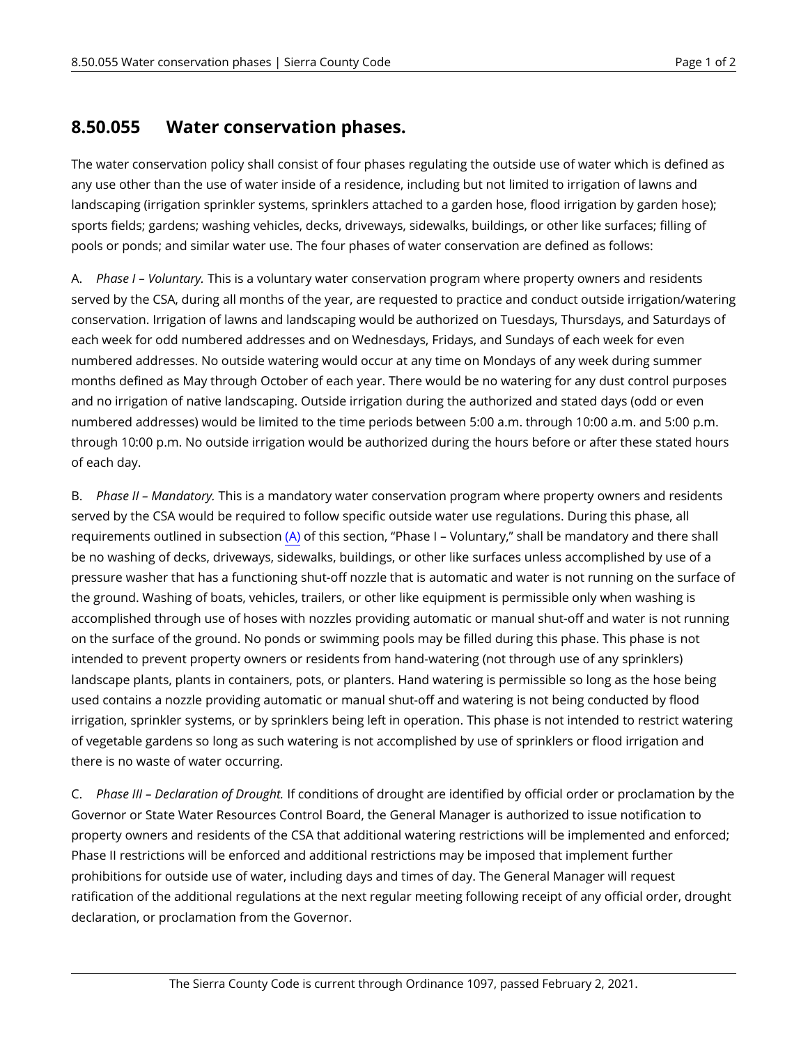## 8.50.055 Water conservation phases.

The water conservation policy shall consist of four phases regulating the outside use of water which is defined as any use other than the use of water inside of a residence, including but not limited to irrigation of lawns and landscaping (irrigation sprinkler systems, sprinklers attached to a garden hose, flood irrigation by garden hose); sports fields; gardens; washing vehicles, decks, driveways, sidewalks, buildings, or other like surfaces; filling of pools or ponds; and similar water use. The four phases of water conservation are defined as follows:

A. *Phase I – Voluntary.* This is a voluntary water conservation program where property owners and residents served by the CSA, during all months of the year, are requested to practice and conduct outside irrigation/watering conservation. Irrigation of lawns and landscaping would be authorized on Tuesdays, Thursdays, and Saturdays of each week for odd numbered addresses and on Wednesdays, Fridays, and Sundays of each week for even numbered addresses. No outside watering would occur at any time on Mondays of any week during summer months defined as May through October of each year. There would be no watering for any dust control purposes and no irrigation of native landscaping. Outside irrigation during the authorized and stated days (odd or even numbered addresses) would be limited to the time periods between 5:00 a.m. through 10:00 a.m. and 5:00 p.m. through 10:00 p.m. No outside irrigation would be authorized during the hours before or after these stated hours of each day.

B. *Phase II – Mandatory.* This is a mandatory water conservation program where property owners and residents served by the CSA would be required to follow specific outside water use regulations. During this phase, all requirements outlined in subsection (A) of this section, "Phase I – Voluntary," shall be mandatory and there shall be no washing of decks, driveways, sidewalks, buildings, or other like surfaces unless accomplished by use of a pressure washer that has a functioning shut-off nozzle that is automatic and water is not running on the surface of the ground. Washing of boats, vehicles, trailers, or other like equipment is permissible only when washing is accomplished through use of hoses with nozzles providing automatic or manual shut-off and water is not running on the surface of the ground. No ponds or swimming pools may be filled during this phase. This phase is not intended to prevent property owners or residents from hand-watering (not through use of any sprinklers) landscape plants, plants in containers, pots, or planters. Hand watering is permissible so long as the hose being used contains a nozzle providing automatic or manual shut-off and watering is not being conducted by flood irrigation, sprinkler systems, or by sprinklers being left in operation. This phase is not intended to restrict watering of vegetable gardens so long as such watering is not accomplished by use of sprinklers or flood irrigation and there is no waste of water occurring.

C. *Phase III – Declaration of Drought.* If conditions of drought are identified by official order or proclamation by the Governor or State Water Resources Control Board, the General Manager is authorized to issue notification to property owners and residents of the CSA that additional watering restrictions will be implemented and enforced; Phase II restrictions will be enforced and additional restrictions may be imposed that implement further prohibitions for outside use of water, including days and times of day. The General Manager will request ratification of the additional regulations at the next regular meeting following receipt of any official order, drought declaration, or proclamation from the Governor.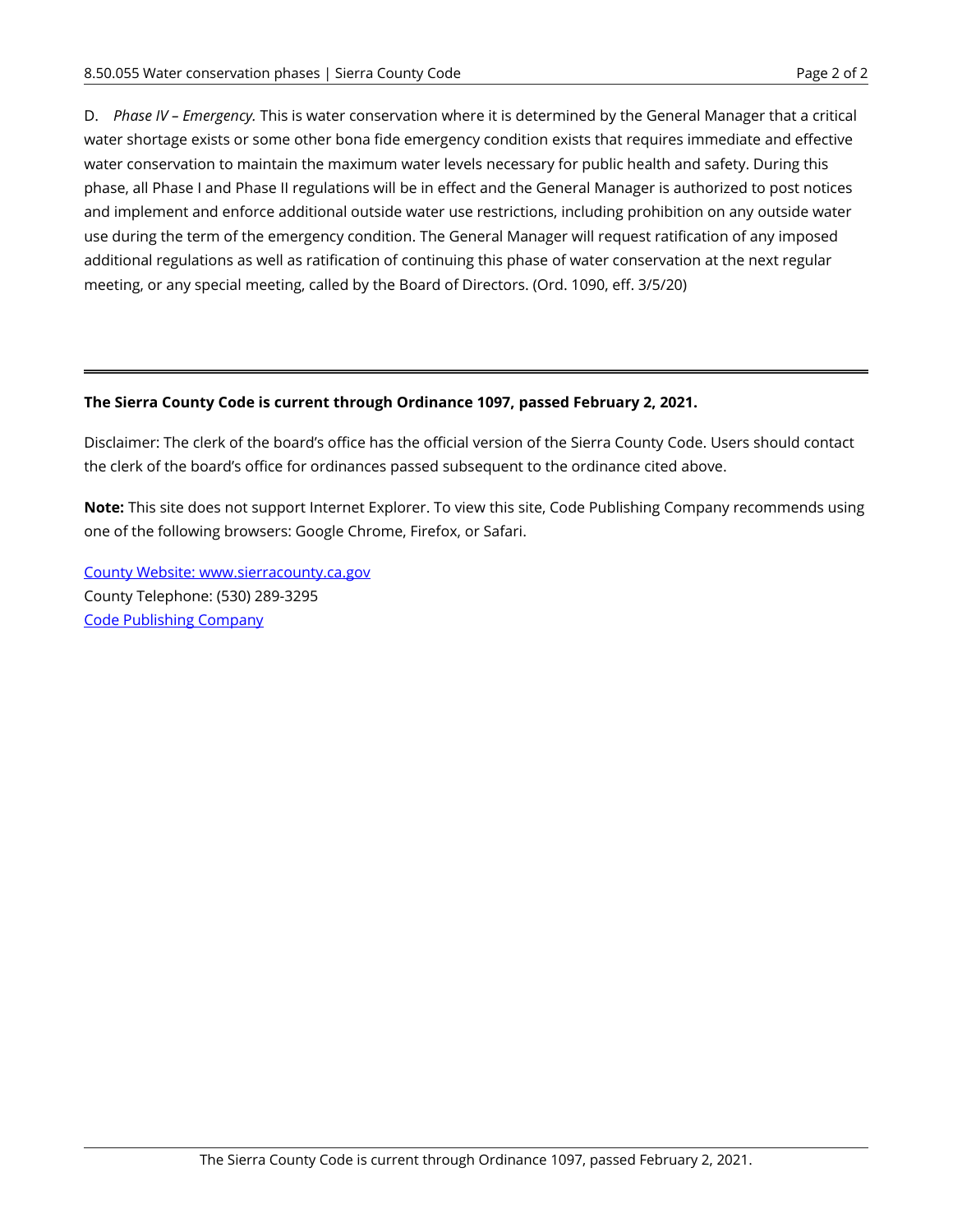D. *Phase IV – Emergency.* This is water conservation where it is determined by the General Manager that a critical water shortage exists or some other bona fide emergency condition exists that requires immediate and effective water conservation to maintain the maximum water levels necessary for public health and safety. During this phase, all Phase I and Phase II regulations will be in effect and the General Manager is authorized to post notices and implement and enforce additional outside water use restrictions, including prohibition on any outside water use during the term of the emergency condition. The General Manager will request ratification of any imposed additional regulations as well as ratification of continuing this phase of water conservation at the next regular meeting, or any special meeting, called by the Board of Directors. (Ord. 1090, eff. 3/5/20)

---

**The Sierra County Code is current through Ordinance 1097, passed February 2, 2021.**

Disclaimer: The clerk of the board's office has the official version of the Sierra County Code. Users should contact the clerk of the board's office for ordinances passed subsequent to the ordinance cited above.

**Note:** This site does not support Internet Explorer. To view this site, Code Publishing Company recommends using one of the following browsers: Google Chrome, Firefox, or Safari.

County Website: www.sierracounty.ca.gov
County Telephone: (530) 289-3295
Code Publishing Company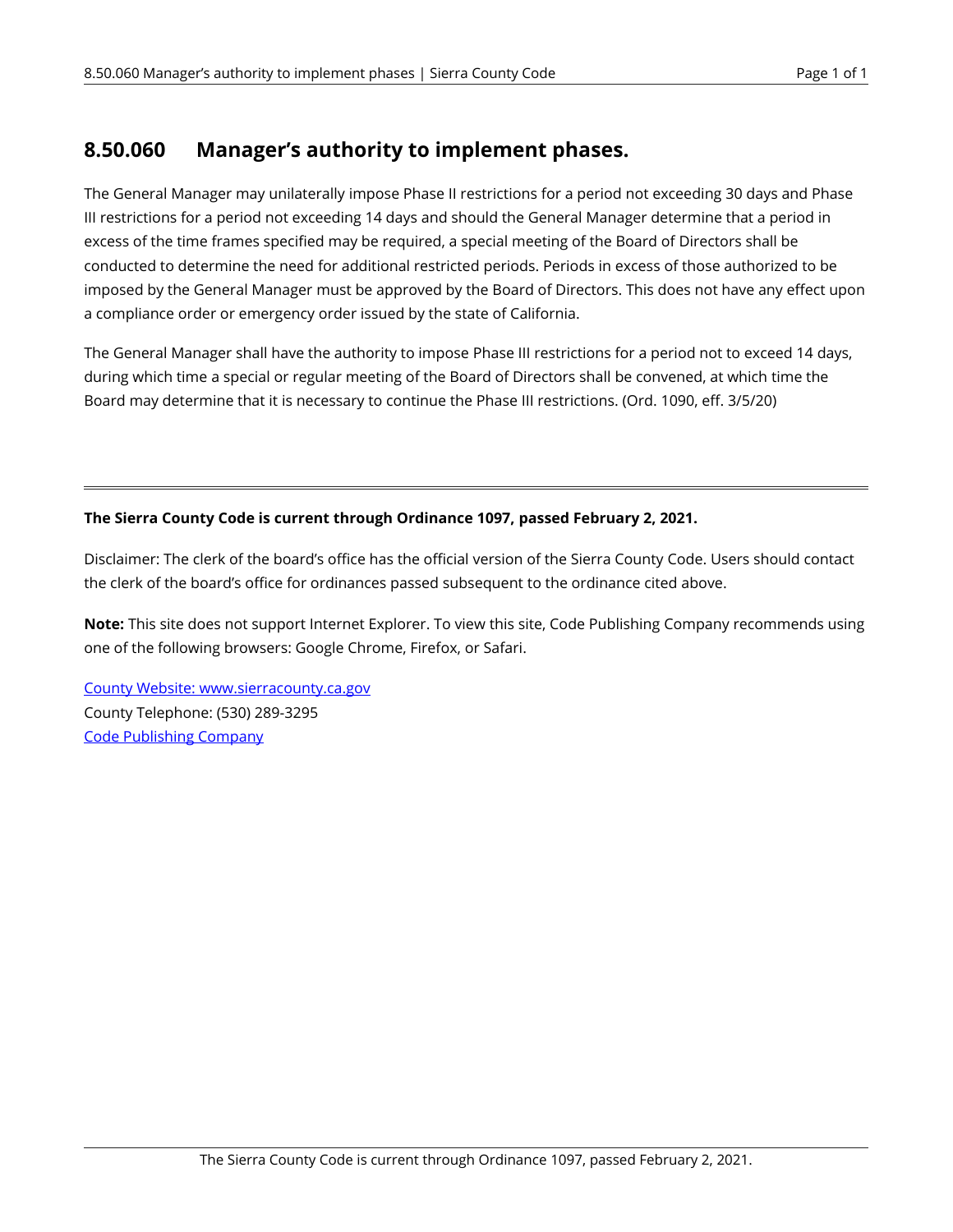## 8.50.060 Manager's authority to implement phases.

The General Manager may unilaterally impose Phase II restrictions for a period not exceeding 30 days and Phase III restrictions for a period not exceeding 14 days and should the General Manager determine that a period in excess of the time frames specified may be required, a special meeting of the Board of Directors shall be conducted to determine the need for additional restricted periods. Periods in excess of those authorized to be imposed by the General Manager must be approved by the Board of Directors. This does not have any effect upon a compliance order or emergency order issued by the state of California.

The General Manager shall have the authority to impose Phase III restrictions for a period not to exceed 14 days, during which time a special or regular meeting of the Board of Directors shall be convened, at which time the Board may determine that it is necessary to continue the Phase III restrictions. (Ord. 1090, eff. 3/5/20)

---

**The Sierra County Code is current through Ordinance 1097, passed February 2, 2021.**

Disclaimer: The clerk of the board's office has the official version of the Sierra County Code. Users should contact the clerk of the board's office for ordinances passed subsequent to the ordinance cited above.

**Note:** This site does not support Internet Explorer. To view this site, Code Publishing Company recommends using one of the following browsers: Google Chrome, Firefox, or Safari.

County Website: www.sierracounty.ca.gov
County Telephone: (530) 289-3295
Code Publishing Company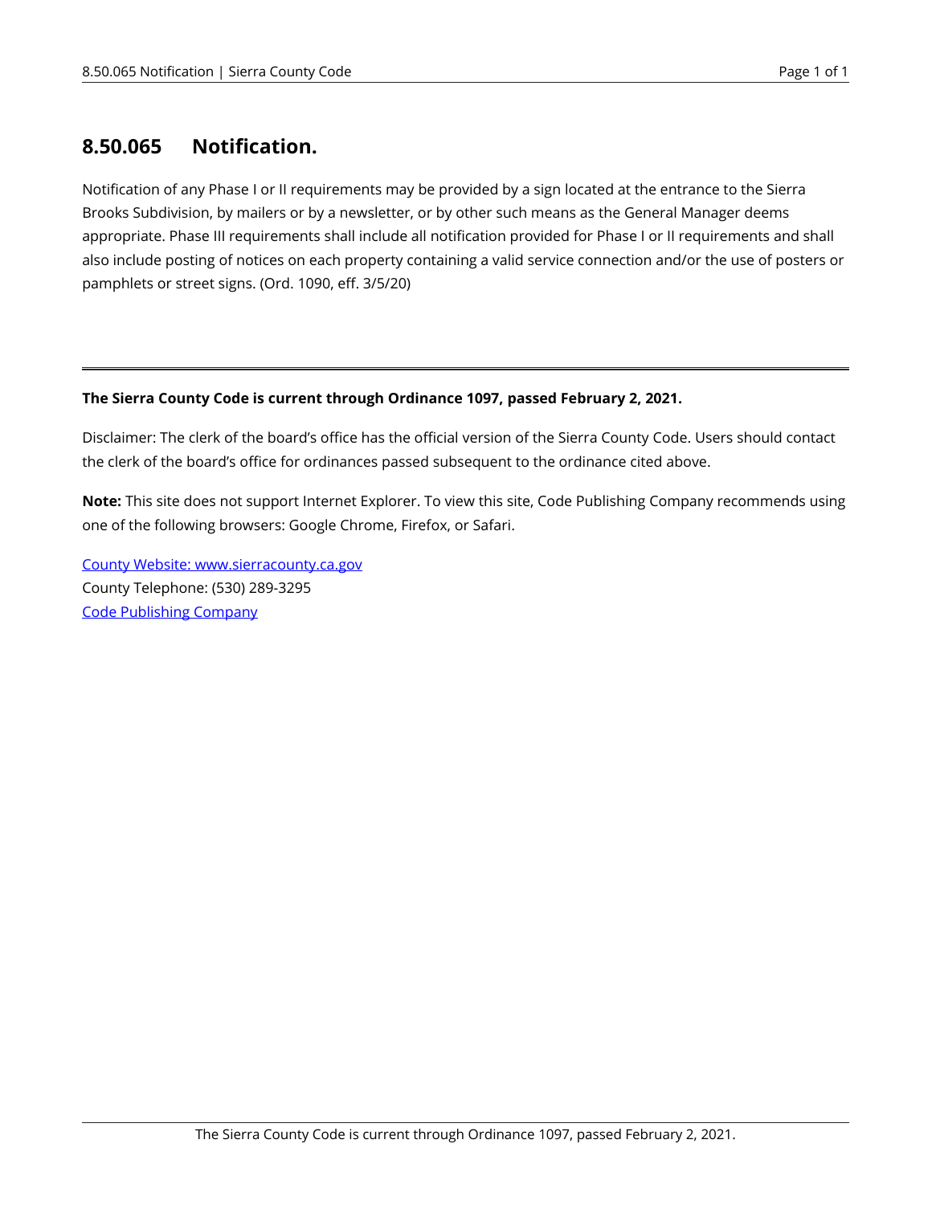## 8.50.065 Notification.

Notification of any Phase I or II requirements may be provided by a sign located at the entrance to the Sierra Brooks Subdivision, by mailers or by a newsletter, or by other such means as the General Manager deems appropriate. Phase III requirements shall include all notification provided for Phase I or II requirements and shall also include posting of notices on each property containing a valid service connection and/or the use of posters or pamphlets or street signs. (Ord. 1090, eff. 3/5/20)

---

**The Sierra County Code is current through Ordinance 1097, passed February 2, 2021.**

Disclaimer: The clerk of the board's office has the official version of the Sierra County Code. Users should contact the clerk of the board's office for ordinances passed subsequent to the ordinance cited above.

**Note:** This site does not support Internet Explorer. To view this site, Code Publishing Company recommends using one of the following browsers: Google Chrome, Firefox, or Safari.

County Website: www.sierracounty.ca.gov
County Telephone: (530) 289-3295
Code Publishing Company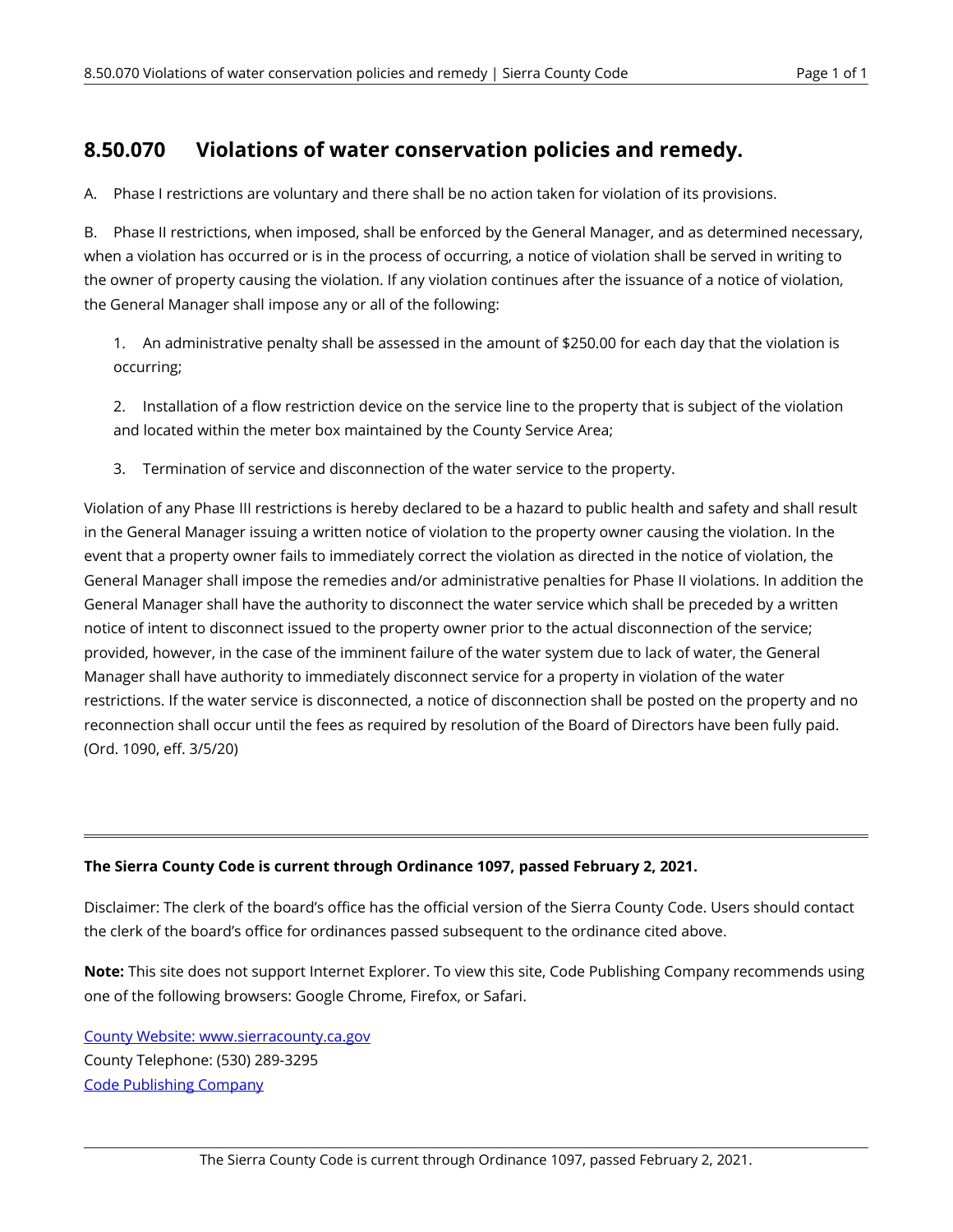## 8.50.070 Violations of water conservation policies and remedy.

A. Phase I restrictions are voluntary and there shall be no action taken for violation of its provisions.

B. Phase II restrictions, when imposed, shall be enforced by the General Manager, and as determined necessary, when a violation has occurred or is in the process of occurring, a notice of violation shall be served in writing to the owner of property causing the violation. If any violation continues after the issuance of a notice of violation, the General Manager shall impose any or all of the following:

1. An administrative penalty shall be assessed in the amount of $250.00 for each day that the violation is occurring;

2. Installation of a flow restriction device on the service line to the property that is subject of the violation and located within the meter box maintained by the County Service Area;

3. Termination of service and disconnection of the water service to the property.

Violation of any Phase III restrictions is hereby declared to be a hazard to public health and safety and shall result in the General Manager issuing a written notice of violation to the property owner causing the violation. In the event that a property owner fails to immediately correct the violation as directed in the notice of violation, the General Manager shall impose the remedies and/or administrative penalties for Phase II violations. In addition the General Manager shall have the authority to disconnect the water service which shall be preceded by a written notice of intent to disconnect issued to the property owner prior to the actual disconnection of the service; provided, however, in the case of the imminent failure of the water system due to lack of water, the General Manager shall have authority to immediately disconnect service for a property in violation of the water restrictions. If the water service is disconnected, a notice of disconnection shall be posted on the property and no reconnection shall occur until the fees as required by resolution of the Board of Directors have been fully paid. (Ord. 1090, eff. 3/5/20)

---

**The Sierra County Code is current through Ordinance 1097, passed February 2, 2021.**

Disclaimer: The clerk of the board's office has the official version of the Sierra County Code. Users should contact the clerk of the board's office for ordinances passed subsequent to the ordinance cited above.

**Note:** This site does not support Internet Explorer. To view this site, Code Publishing Company recommends using one of the following browsers: Google Chrome, Firefox, or Safari.

County Website: www.sierracounty.ca.gov
County Telephone: (530) 289-3295
Code Publishing Company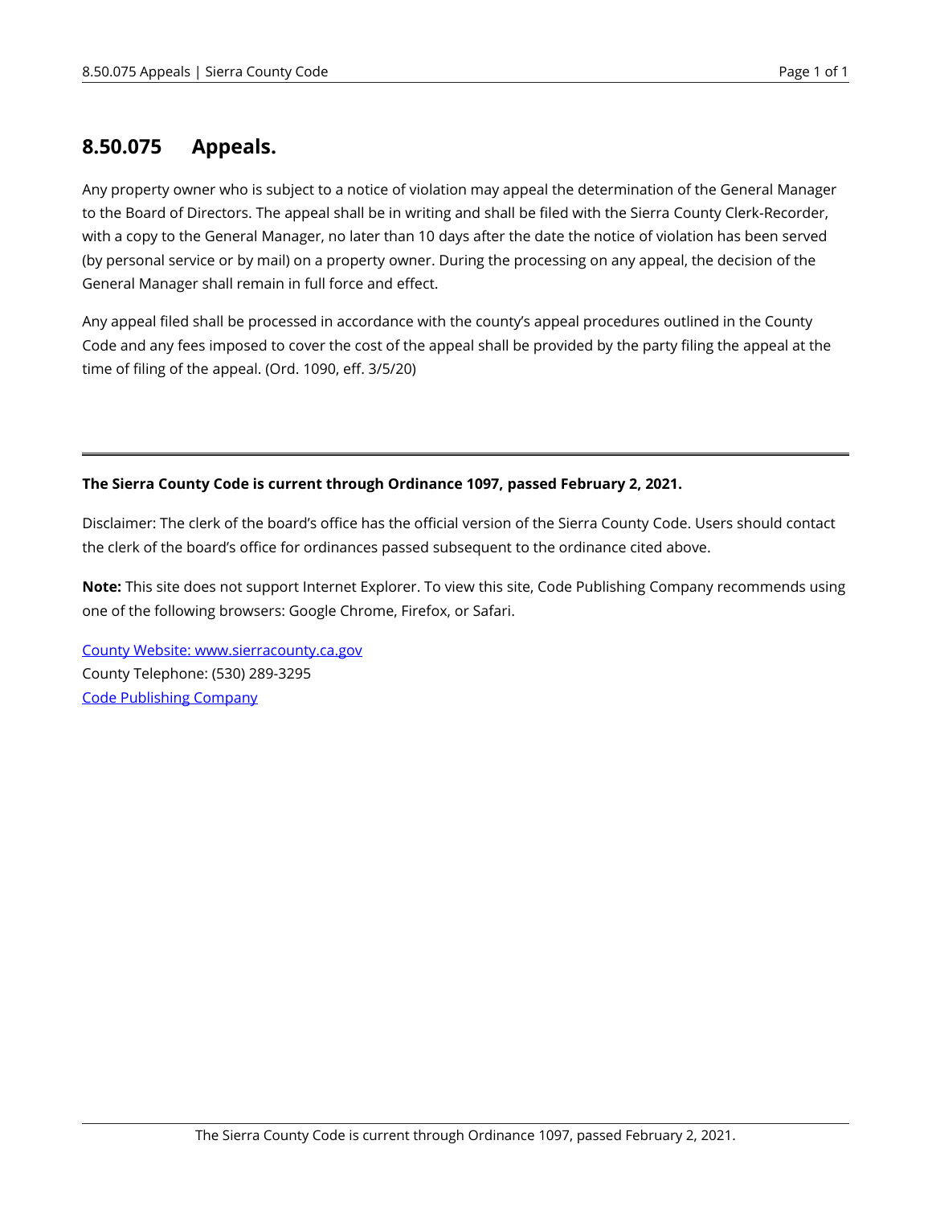## 8.50.075 Appeals.

Any property owner who is subject to a notice of violation may appeal the determination of the General Manager to the Board of Directors. The appeal shall be in writing and shall be filed with the Sierra County Clerk-Recorder, with a copy to the General Manager, no later than 10 days after the date the notice of violation has been served (by personal service or by mail) on a property owner. During the processing on any appeal, the decision of the General Manager shall remain in full force and effect.

Any appeal filed shall be processed in accordance with the county's appeal procedures outlined in the County Code and any fees imposed to cover the cost of the appeal shall be provided by the party filing the appeal at the time of filing of the appeal. (Ord. 1090, eff. 3/5/20)

---

**The Sierra County Code is current through Ordinance 1097, passed February 2, 2021.**

Disclaimer: The clerk of the board's office has the official version of the Sierra County Code. Users should contact the clerk of the board's office for ordinances passed subsequent to the ordinance cited above.

**Note:** This site does not support Internet Explorer. To view this site, Code Publishing Company recommends using one of the following browsers: Google Chrome, Firefox, or Safari.

County Website: www.sierracounty.ca.gov
County Telephone: (530) 289-3295
Code Publishing Company